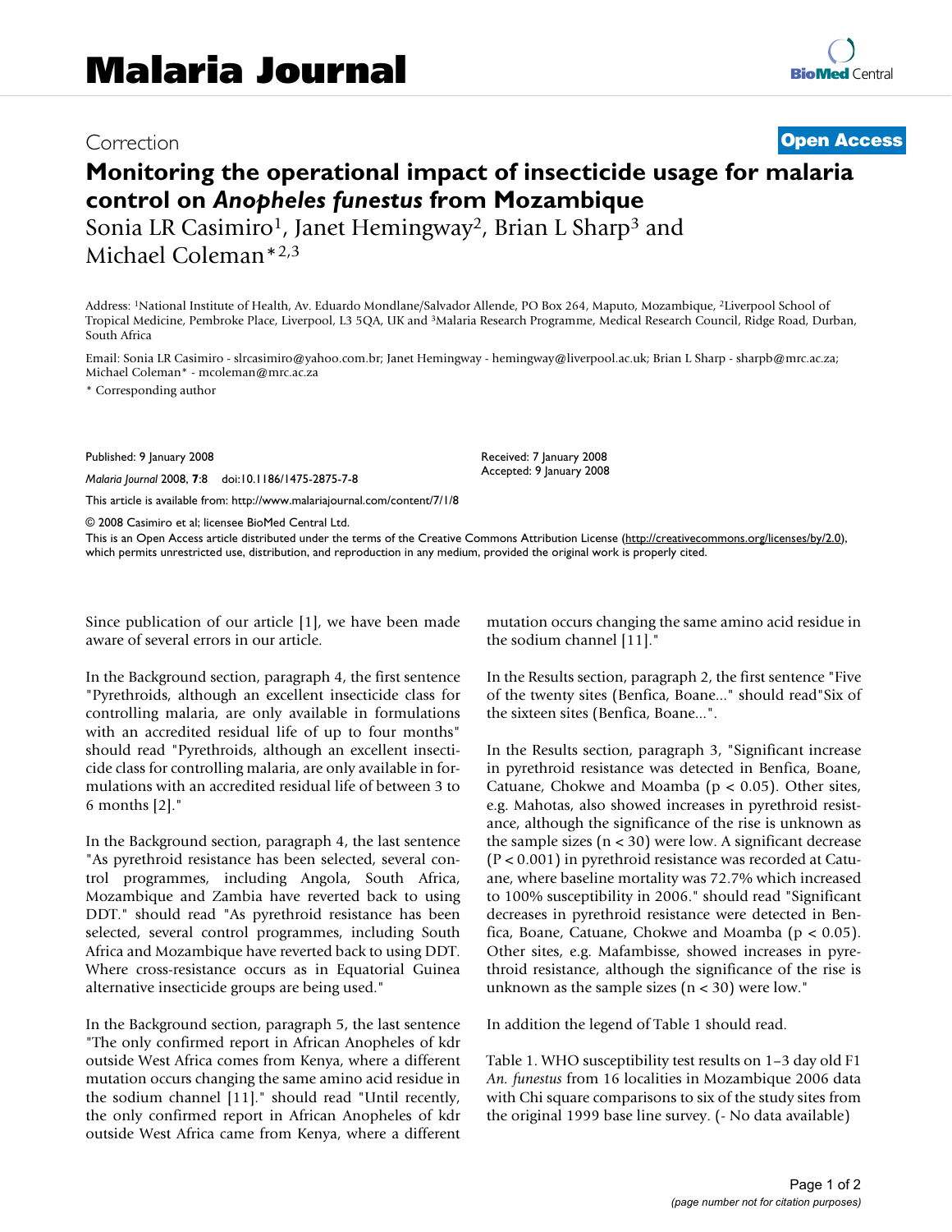# Malaria Journal

Correction

**Open Access**

# Monitoring the operational impact of insecticide usage for malaria control on *Anopheles funestus* from Mozambique

Sonia LR Casimiro[1], Janet Hemingway[2], Brian L Sharp[3] and Michael Coleman*[2,3]

Address: [1]National Institute of Health, Av. Eduardo Mondlane/Salvador Allende, PO Box 264, Maputo, Mozambique, [2]Liverpool School of Tropical Medicine, Pembroke Place, Liverpool, L3 5QA, UK and [3]Malaria Research Programme, Medical Research Council, Ridge Road, Durban, South Africa

Email: Sonia LR Casimiro - slrcasimiro@yahoo.com.br; Janet Hemingway - hemingway@liverpool.ac.uk; Brian L Sharp - sharpb@mrc.ac.za; Michael Coleman* - mcoleman@mrc.ac.za

* Corresponding author

Published: 9 January 2008

*Malaria Journal* 2008, **7**:8 doi:10.1186/1475-2875-7-8

Received: 7 January 2008
Accepted: 9 January 2008

This article is available from: http://www.malariajournal.com/content/7/1/8

© 2008 Casimiro et al; licensee BioMed Central Ltd.

This is an Open Access article distributed under the terms of the Creative Commons Attribution License (http://creativecommons.org/licenses/by/2.0), which permits unrestricted use, distribution, and reproduction in any medium, provided the original work is properly cited.

Since publication of our article [1], we have been made aware of several errors in our article.

In the Background section, paragraph 4, the first sentence "Pyrethroids, although an excellent insecticide class for controlling malaria, are only available in formulations with an accredited residual life of up to four months" should read "Pyrethroids, although an excellent insecticide class for controlling malaria, are only available in formulations with an accredited residual life of between 3 to 6 months [2]."

In the Background section, paragraph 4, the last sentence "As pyrethroid resistance has been selected, several control programmes, including Angola, South Africa, Mozambique and Zambia have reverted back to using DDT." should read "As pyrethroid resistance has been selected, several control programmes, including South Africa and Mozambique have reverted back to using DDT. Where cross-resistance occurs as in Equatorial Guinea alternative insecticide groups are being used."

In the Background section, paragraph 5, the last sentence "The only confirmed report in African Anopheles of kdr outside West Africa comes from Kenya, where a different mutation occurs changing the same amino acid residue in the sodium channel [11]." should read "Until recently, the only confirmed report in African Anopheles of kdr outside West Africa came from Kenya, where a different mutation occurs changing the same amino acid residue in the sodium channel [11]."

In the Results section, paragraph 2, the first sentence "Five of the twenty sites (Benfica, Boane..." should read"Six of the sixteen sites (Benfica, Boane...".

In the Results section, paragraph 3, "Significant increase in pyrethroid resistance was detected in Benfica, Boane, Catuane, Chokwe and Moamba ($p < 0.05$). Other sites, e.g. Mahotas, also showed increases in pyrethroid resistance, although the significance of the rise is unknown as the sample sizes ($n < 30$) were low. A significant decrease ($P < 0.001$) in pyrethroid resistance was recorded at Catuane, where baseline mortality was 72.7% which increased to 100% susceptibility in 2006." should read "Significant decreases in pyrethroid resistance were detected in Benfica, Boane, Catuane, Chokwe and Moamba ($p < 0.05$). Other sites, e.g. Mafambisse, showed increases in pyrethroid resistance, although the significance of the rise is unknown as the sample sizes ($n < 30$) were low."

In addition the legend of Table 1 should read.

Table 1. WHO susceptibility test results on 1–3 day old F1 *An. funestus* from 16 localities in Mozambique 2006 data with Chi square comparisons to six of the study sites from the original 1999 base line survey. (- No data available)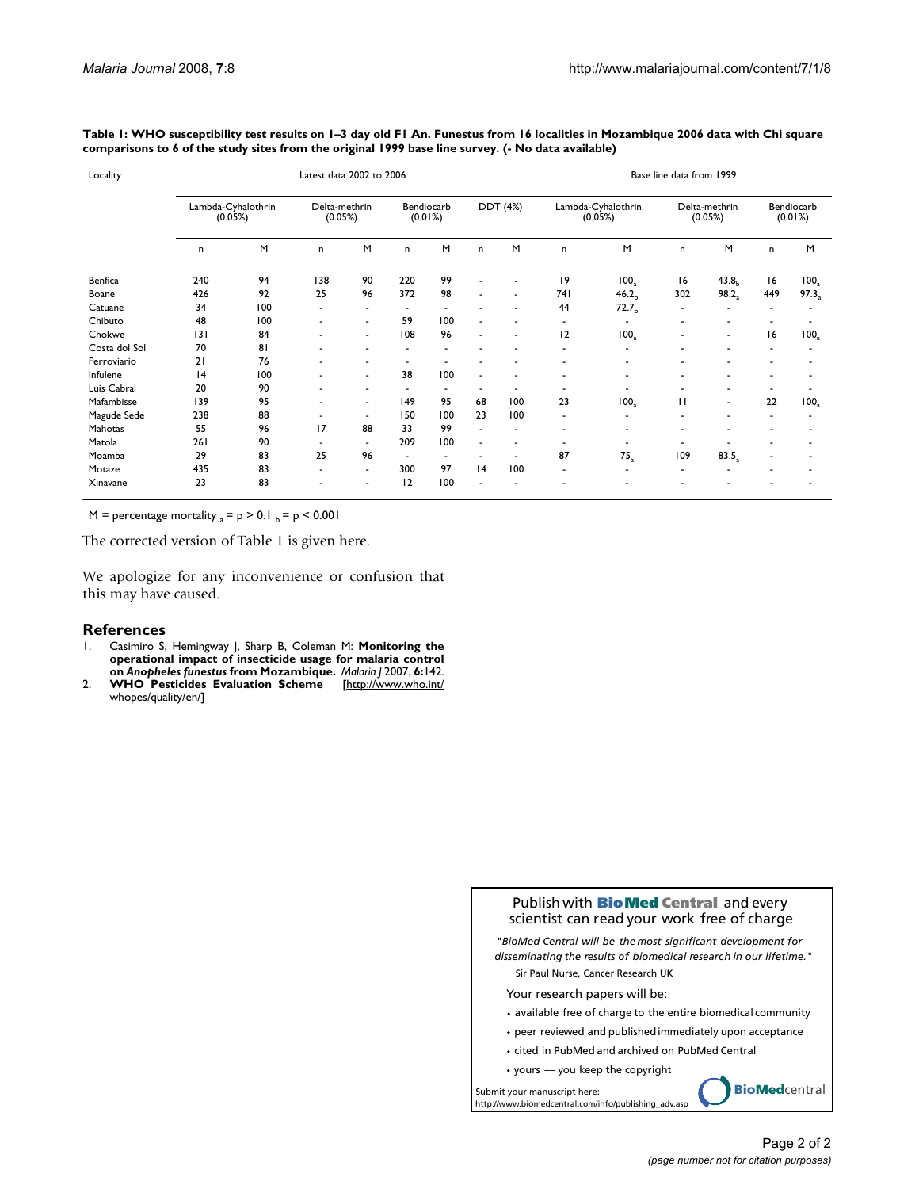**Table 1: WHO susceptibility test results on 1–3 day old F1 An. Funestus from 16 localities in Mozambique 2006 data with Chi square comparisons to 6 of the study sites from the original 1999 base line survey. (- No data available)**

| Locality | Latest data 2002 to 2006 | | | | | | | | Base line data from 1999 | | | | | |
|---|---|---|---|---|---|---|---|---|---|---|---|---|---|---|
| | Lambda-Cyhalothrin (0.05%) | | Delta-methrin (0.05%) | | Bendiocarb (0.01%) | | DDT (4%) | | Lambda-Cyhalothrin (0.05%) | | Delta-methrin (0.05%) | | Bendiocarb (0.01%) | |
| | n | M | n | M | n | M | n | M | n | M | n | M | n | M |
| Benfica | 240 | 94 | 138 | 90 | 220 | 99 | - | - | 19 | $100_a$ | 16 | $43.8_b$ | 16 | $100_a$ |
| Boane | 426 | 92 | 25 | 96 | 372 | 98 | - | - | 741 | $46.2_b$ | 302 | $98.2_a$ | 449 | $97.3_a$ |
| Catuane | 34 | 100 | - | - | - | - | - | - | 44 | $72.7_b$ | - | - | - | - |
| Chibuto | 48 | 100 | - | - | 59 | 100 | - | - | - | - | - | - | - | - |
| Chokwe | 131 | 84 | - | - | 108 | 96 | - | - | 12 | $100_a$ | - | - | 16 | $100_a$ |
| Costa dol Sol | 70 | 81 | - | - | - | - | - | - | - | - | - | - | - | - |
| Ferroviario | 21 | 76 | - | - | - | - | - | - | - | - | - | - | - | - |
| Infulene | 14 | 100 | - | - | 38 | 100 | - | - | - | - | - | - | - | - |
| Luis Cabral | 20 | 90 | - | - | - | - | - | - | - | - | - | - | - | - |
| Mafambisse | 139 | 95 | - | - | 149 | 95 | 68 | 100 | 23 | $100_a$ | 11 | - | 22 | $100_a$ |
| Magude Sede | 238 | 88 | - | - | 150 | 100 | 23 | 100 | - | - | - | - | - | - |
| Mahotas | 55 | 96 | 17 | 88 | 33 | 99 | - | - | - | - | - | - | - | - |
| Matola | 261 | 90 | - | - | 209 | 100 | - | - | - | - | - | - | - | - |
| Moamba | 29 | 83 | 25 | 96 | - | - | - | - | 87 | $75_a$ | 109 | $83.5_a$ | - | - |
| Motaze | 435 | 83 | - | - | 300 | 97 | 14 | 100 | - | - | - | - | - | - |
| Xinavane | 23 | 83 | - | - | 12 | 100 | - | - | - | - | - | - | - | - |

M = percentage mortality $_a$ = $p > 0.1$ $_b$ = $p < 0.001$

The corrected version of Table 1 is given here.

We apologize for any inconvenience or confusion that this may have caused.

## References

1. Casimiro S, Hemingway J, Sharp B, Coleman M: **Monitoring the operational impact of insecticide usage for malaria control on *Anopheles funestus* from Mozambique.** *Malaria J* 2007, **6:**142.
2. **WHO Pesticides Evaluation Scheme** [http://www.who.int/whopes/quality/en/]